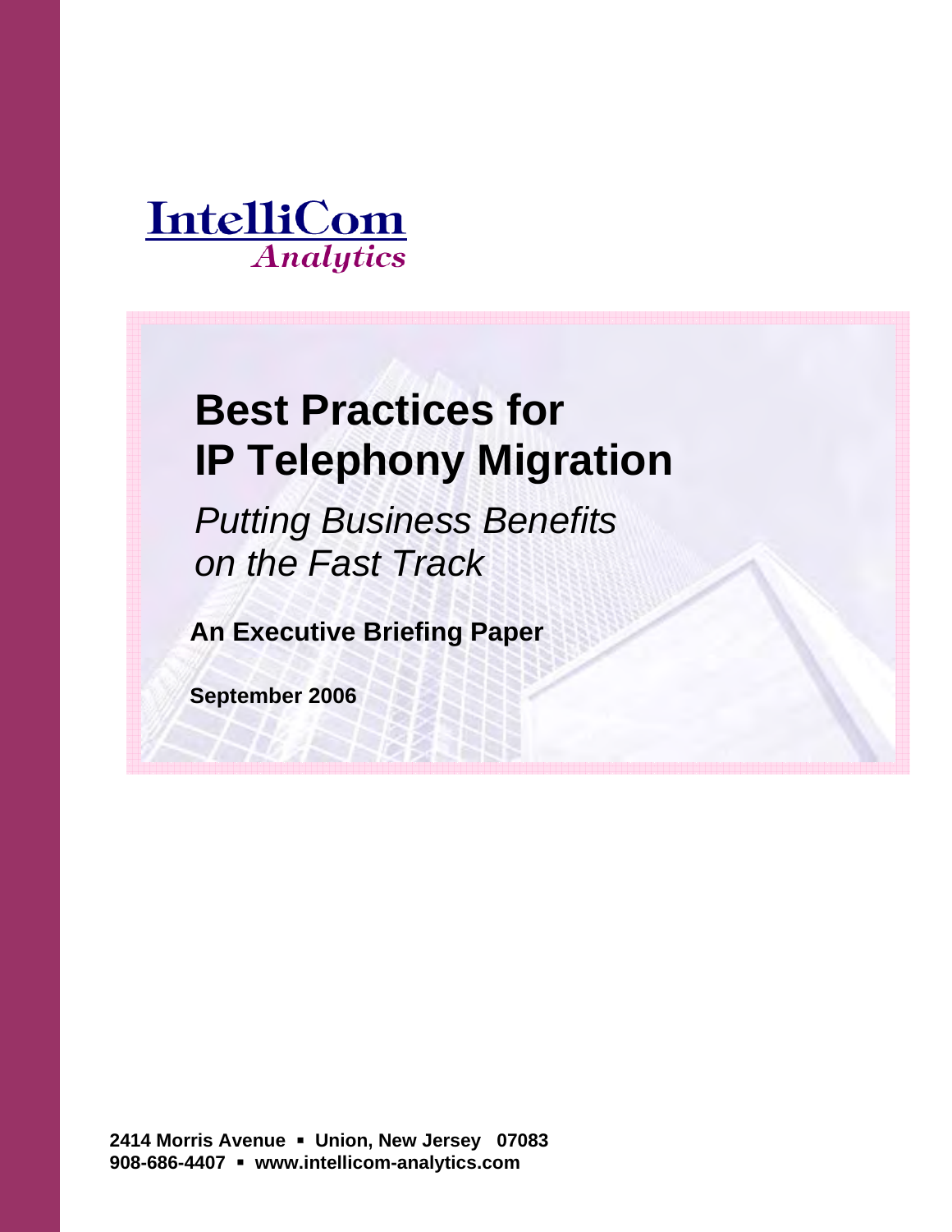**IntelliCom**
*Analytics*

# Best Practices for IP Telephony Migration

*Putting Business Benefits on the Fast Track*

**An Executive Briefing Paper**

**September 2006**

**2414 Morris Avenue ▪ Union, New Jersey 07083**
**908-686-4407 ▪ www.intellicom-analytics.com**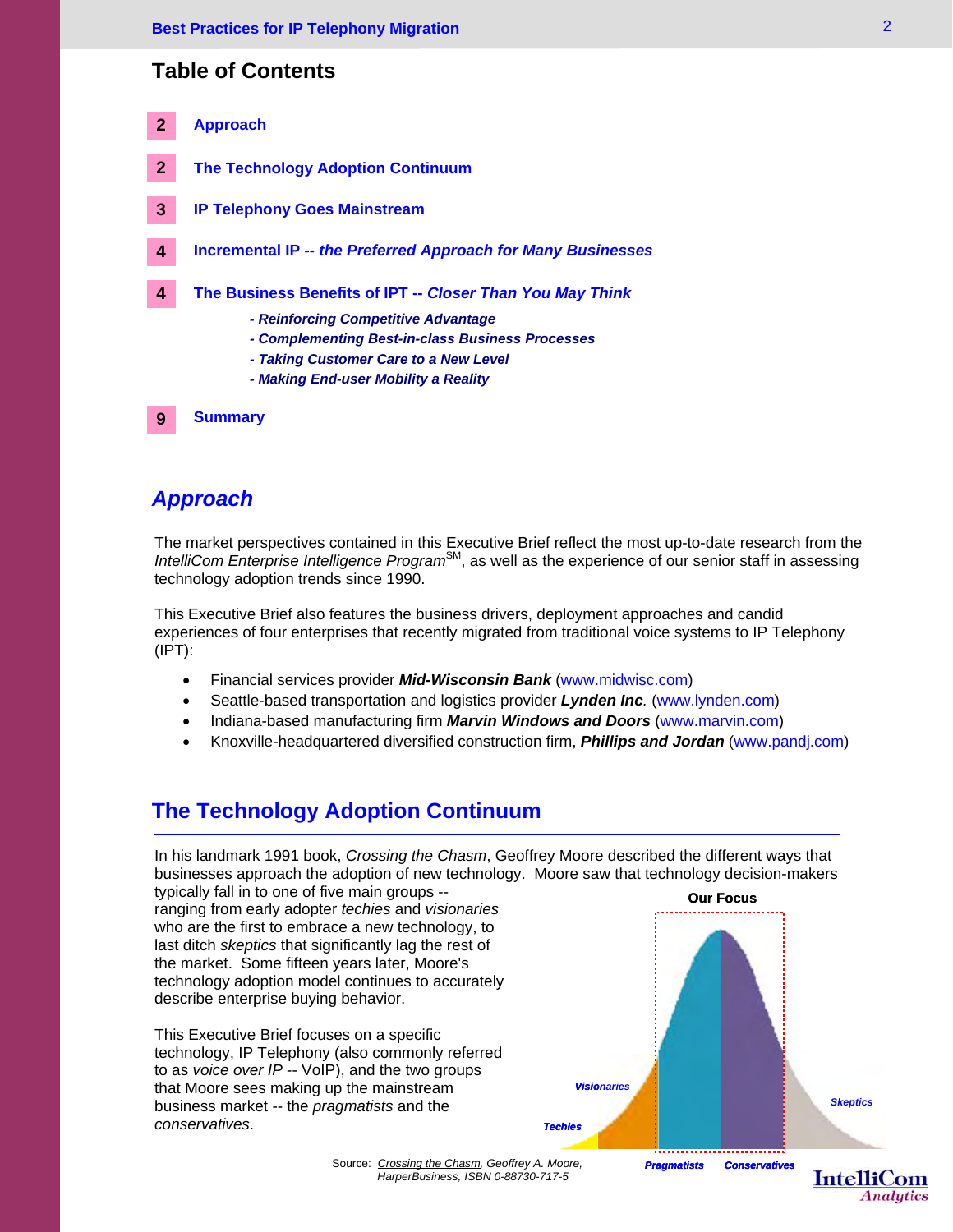## Table of Contents

| | |
|---|---|
| 2 | Approach |
| 2 | The Technology Adoption Continuum |
| 3 | IP Telephony Goes Mainstream |
| 4 | Incremental IP -- *the Preferred Approach for Many Businesses* |
| 4 | The Business Benefits of IPT -- *Closer Than You May Think* |
| | *- Reinforcing Competitive Advantage* |
| | *- Complementing Best-in-class Business Processes* |
| | *- Taking Customer Care to a New Level* |
| | *- Making End-user Mobility a Reality* |
| 9 | Summary |

## *Approach*

The market perspectives contained in this Executive Brief reflect the most up-to-date research from the *IntelliCom Enterprise Intelligence Program*SM, as well as the experience of our senior staff in assessing technology adoption trends since 1990.

This Executive Brief also features the business drivers, deployment approaches and candid experiences of four enterprises that recently migrated from traditional voice systems to IP Telephony (IPT):

- Financial services provider ***Mid-Wisconsin Bank*** (www.midwisc.com)
- Seattle-based transportation and logistics provider ***Lynden Inc***. (www.lynden.com)
- Indiana-based manufacturing firm ***Marvin Windows and Doors*** (www.marvin.com)
- Knoxville-headquartered diversified construction firm, ***Phillips and Jordan*** (www.pandj.com)

## The Technology Adoption Continuum

In his landmark 1991 book, *Crossing the Chasm*, Geoffrey Moore described the different ways that businesses approach the adoption of new technology. Moore saw that technology decision-makers typically fall in to one of five main groups -- ranging from early adopter *techies* and *visionaries* who are the first to embrace a new technology, to last ditch *skeptics* that significantly lag the rest of the market. Some fifteen years later, Moore's technology adoption model continues to accurately describe enterprise buying behavior.

This Executive Brief focuses on a specific technology, IP Telephony (also commonly referred to as *voice over IP* -- VoIP), and the two groups that Moore sees making up the mainstream business market -- the *pragmatists* and the *conservatives*.

**Our Focus**

*Visionaries* · *Techies* · *Pragmatists* · *Conservatives* · *Skeptics*

Source: Crossing the Chasm, Geoffrey A. Moore, HarperBusiness, ISBN 0-88730-717-5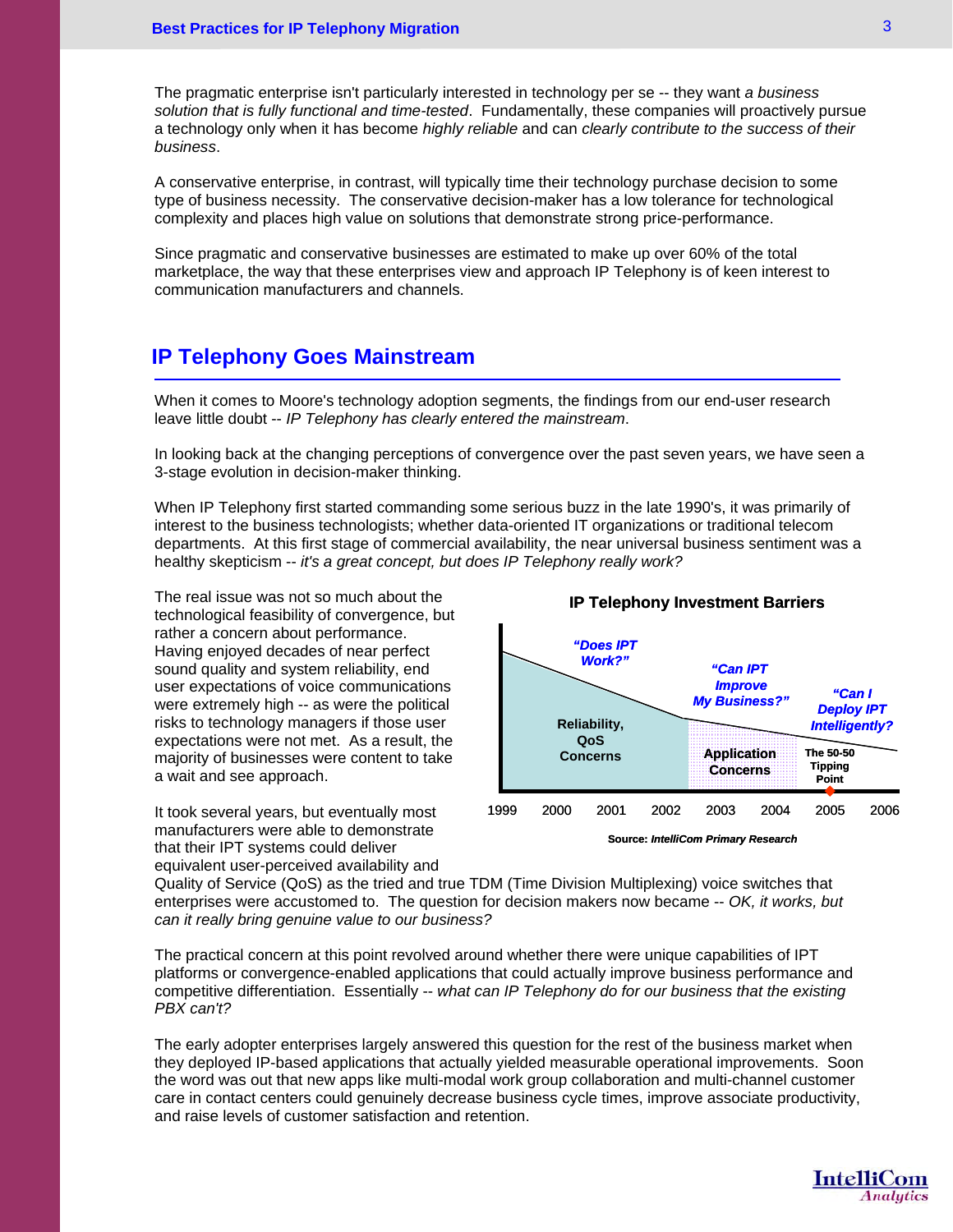The pragmatic enterprise isn't particularly interested in technology per se -- they want *a business solution that is fully functional and time-tested*. Fundamentally, these companies will proactively pursue a technology only when it has become *highly reliable* and can *clearly contribute to the success of their business*.

A conservative enterprise, in contrast, will typically time their technology purchase decision to some type of business necessity. The conservative decision-maker has a low tolerance for technological complexity and places high value on solutions that demonstrate strong price-performance.

Since pragmatic and conservative businesses are estimated to make up over 60% of the total marketplace, the way that these enterprises view and approach IP Telephony is of keen interest to communication manufacturers and channels.

## IP Telephony Goes Mainstream

When it comes to Moore's technology adoption segments, the findings from our end-user research leave little doubt -- *IP Telephony has clearly entered the mainstream*.

In looking back at the changing perceptions of convergence over the past seven years, we have seen a 3-stage evolution in decision-maker thinking.

When IP Telephony first started commanding some serious buzz in the late 1990's, it was primarily of interest to the business technologists; whether data-oriented IT organizations or traditional telecom departments. At this first stage of commercial availability, the near universal business sentiment was a healthy skepticism -- *it's a great concept, but does IP Telephony really work?*

The real issue was not so much about the technological feasibility of convergence, but rather a concern about performance. Having enjoyed decades of near perfect sound quality and system reliability, end user expectations of voice communications were extremely high -- as were the political risks to technology managers if those user expectations were not met. As a result, the majority of businesses were content to take a wait and see approach.

**IP Telephony Investment Barriers**

*"Does IPT Work?"* — Reliability, QoS Concerns (1999–2002)

*"Can IPT Improve My Business?"* — Application Concerns (2002–2004)

*"Can I Deploy IPT Intelligently?"* — The 50-50 Tipping Point (2005)

1999 | 2000 | 2001 | 2002 | 2003 | 2004 | 2005 | 2006

Source: *IntelliCom Primary Research*

It took several years, but eventually most manufacturers were able to demonstrate that their IPT systems could deliver equivalent user-perceived availability and Quality of Service (QoS) as the tried and true TDM (Time Division Multiplexing) voice switches that enterprises were accustomed to. The question for decision makers now became -- *OK, it works, but can it really bring genuine value to our business?*

The practical concern at this point revolved around whether there were unique capabilities of IPT platforms or convergence-enabled applications that could actually improve business performance and competitive differentiation. Essentially -- *what can IP Telephony do for our business that the existing PBX can't?*

The early adopter enterprises largely answered this question for the rest of the business market when they deployed IP-based applications that actually yielded measurable operational improvements. Soon the word was out that new apps like multi-modal work group collaboration and multi-channel customer care in contact centers could genuinely decrease business cycle times, improve associate productivity, and raise levels of customer satisfaction and retention.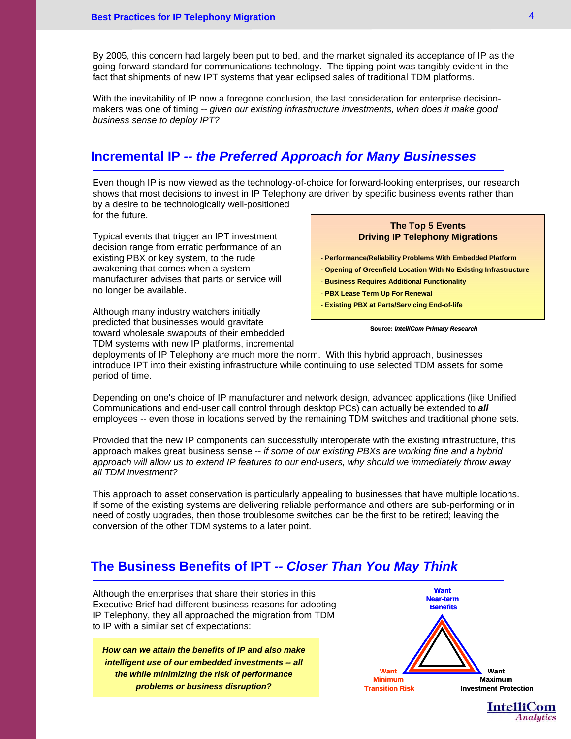By 2005, this concern had largely been put to bed, and the market signaled its acceptance of IP as the going-forward standard for communications technology. The tipping point was tangibly evident in the fact that shipments of new IPT systems that year eclipsed sales of traditional TDM platforms.

With the inevitability of IP now a foregone conclusion, the last consideration for enterprise decision-makers was one of timing -- *given our existing infrastructure investments, when does it make good business sense to deploy IPT?*

## Incremental IP -- *the Preferred Approach for Many Businesses*

Even though IP is now viewed as the technology-of-choice for forward-looking enterprises, our research shows that most decisions to invest in IP Telephony are driven by specific business events rather than by a desire to be technologically well-positioned for the future.

**The Top 5 Events Driving IP Telephony Migrations**

- **Performance/Reliability Problems With Embedded Platform**
- **Opening of Greenfield Location With No Existing Infrastructure**
- **Business Requires Additional Functionality**
- **PBX Lease Term Up For Renewal**
- **Existing PBX at Parts/Servicing End-of-life**

**Source: *IntelliCom Primary Research***

Typical events that trigger an IPT investment decision range from erratic performance of an existing PBX or key system, to the rude awakening that comes when a system manufacturer advises that parts or service will no longer be available.

Although many industry watchers initially predicted that businesses would gravitate toward wholesale swapouts of their embedded TDM systems with new IP platforms, incremental deployments of IP Telephony are much more the norm. With this hybrid approach, businesses introduce IPT into their existing infrastructure while continuing to use selected TDM assets for some period of time.

Depending on one's choice of IP manufacturer and network design, advanced applications (like Unified Communications and end-user call control through desktop PCs) can actually be extended to ***all*** employees -- even those in locations served by the remaining TDM switches and traditional phone sets.

Provided that the new IP components can successfully interoperate with the existing infrastructure, this approach makes great business sense -- *if some of our existing PBXs are working fine and a hybrid approach will allow us to extend IP features to our end-users, why should we immediately throw away all TDM investment?*

This approach to asset conservation is particularly appealing to businesses that have multiple locations. If some of the existing systems are delivering reliable performance and others are sub-performing or in need of costly upgrades, then those troublesome switches can be the first to be retired; leaving the conversion of the other TDM systems to a later point.

## The Business Benefits of IPT -- *Closer Than You May Think*

Although the enterprises that share their stories in this Executive Brief had different business reasons for adopting IP Telephony, they all approached the migration from TDM to IP with a similar set of expectations:

***How can we attain the benefits of IP and also make intelligent use of our embedded investments -- all the while minimizing the risk of performance problems or business disruption?***

**Want Near-term Benefits**

**Want Minimum Transition Risk**

**Want Maximum Investment Protection**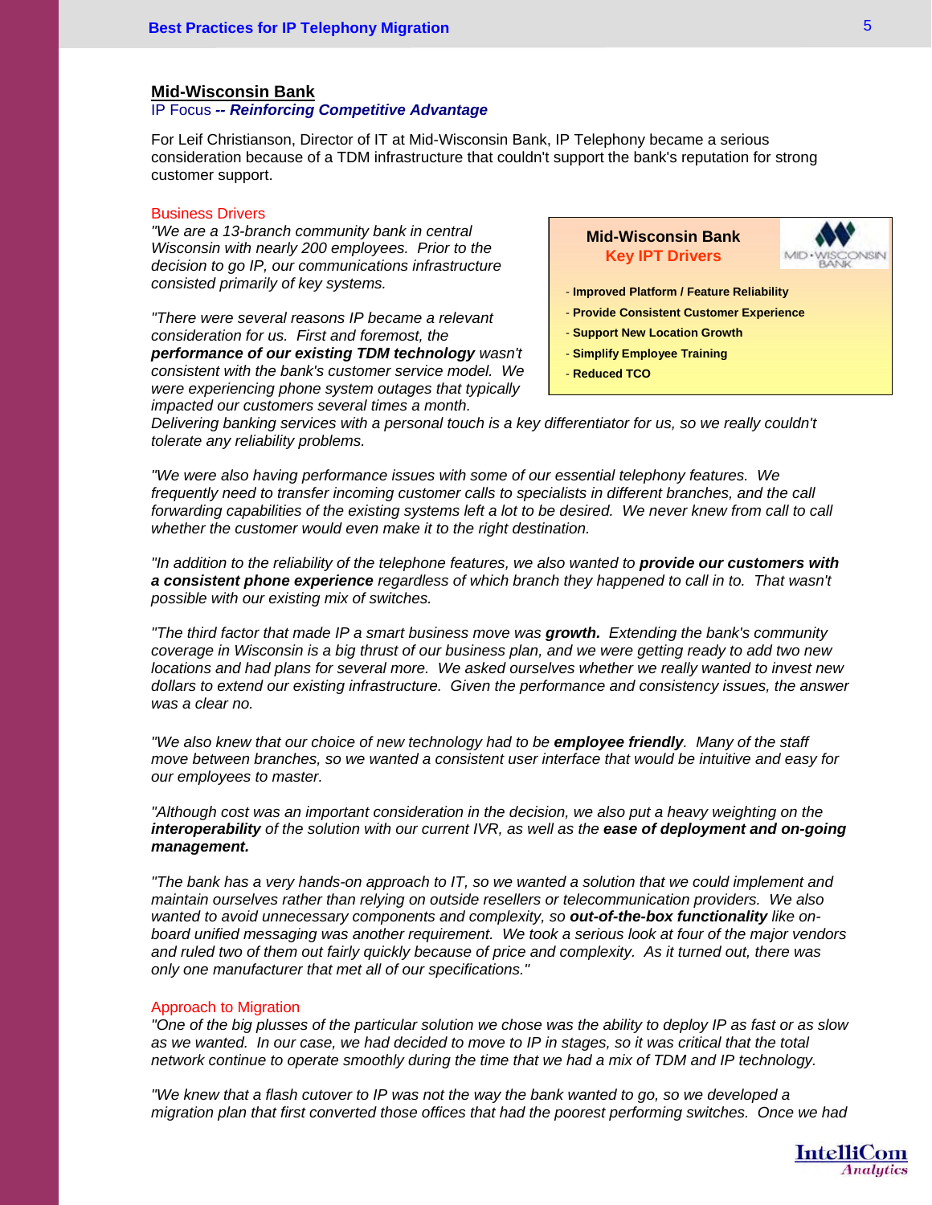## Mid-Wisconsin Bank

IP Focus -- ***Reinforcing Competitive Advantage***

For Leif Christianson, Director of IT at Mid-Wisconsin Bank, IP Telephony became a serious consideration because of a TDM infrastructure that couldn't support the bank's reputation for strong customer support.

> **Mid-Wisconsin Bank**
> **Key IPT Drivers**
>
> - **Improved Platform / Feature Reliability**
> - **Provide Consistent Customer Experience**
> - **Support New Location Growth**
> - **Simplify Employee Training**
> - **Reduced TCO**

### Business Drivers

*"We are a 13-branch community bank in central Wisconsin with nearly 200 employees. Prior to the decision to go IP, our communications infrastructure consisted primarily of key systems.*

*"There were several reasons IP became a relevant consideration for us. First and foremost, the **performance of our existing TDM technology** wasn't consistent with the bank's customer service model. We were experiencing phone system outages that typically impacted our customers several times a month. Delivering banking services with a personal touch is a key differentiator for us, so we really couldn't tolerate any reliability problems.*

*"We were also having performance issues with some of our essential telephony features. We frequently need to transfer incoming customer calls to specialists in different branches, and the call forwarding capabilities of the existing systems left a lot to be desired. We never knew from call to call whether the customer would even make it to the right destination.*

*"In addition to the reliability of the telephone features, we also wanted to **provide our customers with a consistent phone experience** regardless of which branch they happened to call in to. That wasn't possible with our existing mix of switches.*

*"The third factor that made IP a smart business move was **growth.** Extending the bank's community coverage in Wisconsin is a big thrust of our business plan, and we were getting ready to add two new locations and had plans for several more. We asked ourselves whether we really wanted to invest new dollars to extend our existing infrastructure. Given the performance and consistency issues, the answer was a clear no.*

*"We also knew that our choice of new technology had to be **employee friendly**. Many of the staff move between branches, so we wanted a consistent user interface that would be intuitive and easy for our employees to master.*

*"Although cost was an important consideration in the decision, we also put a heavy weighting on the **interoperability** of the solution with our current IVR, as well as the **ease of deployment and on-going management.***

*"The bank has a very hands-on approach to IT, so we wanted a solution that we could implement and maintain ourselves rather than relying on outside resellers or telecommunication providers. We also wanted to avoid unnecessary components and complexity, so **out-of-the-box functionality** like on-board unified messaging was another requirement. We took a serious look at four of the major vendors and ruled two of them out fairly quickly because of price and complexity. As it turned out, there was only one manufacturer that met all of our specifications."*

### Approach to Migration

*"One of the big plusses of the particular solution we chose was the ability to deploy IP as fast or as slow as we wanted. In our case, we had decided to move to IP in stages, so it was critical that the total network continue to operate smoothly during the time that we had a mix of TDM and IP technology.*

*"We knew that a flash cutover to IP was not the way the bank wanted to go, so we developed a migration plan that first converted those offices that had the poorest performing switches. Once we had*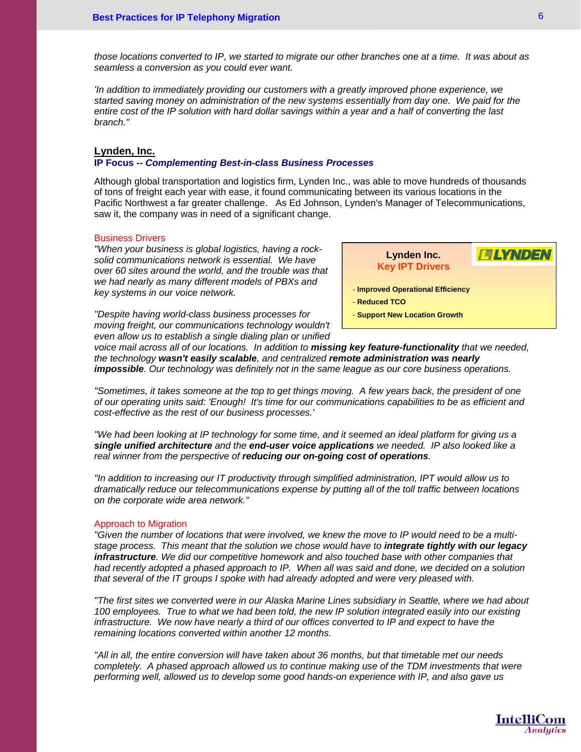*those locations converted to IP, we started to migrate our other branches one at a time. It was about as seamless a conversion as you could ever want.*

*'In addition to immediately providing our customers with a greatly improved phone experience, we started saving money on administration of the new systems essentially from day one. We paid for the entire cost of the IP solution with hard dollar savings within a year and a half of converting the last branch."*

## Lynden, Inc.

### IP Focus -- *Complementing Best-in-class Business Processes*

Although global transportation and logistics firm, Lynden Inc., was able to move hundreds of thousands of tons of freight each year with ease, it found communicating between its various locations in the Pacific Northwest a far greater challenge. As Ed Johnson, Lynden's Manager of Telecommunications, saw it, the company was in need of a significant change.

> **Lynden Inc.**
> **Key IPT Drivers**
>
> - **Improved Operational Efficiency**
> - **Reduced TCO**
> - **Support New Location Growth**

#### Business Drivers

*"When your business is global logistics, having a rock-solid communications network is essential. We have over 60 sites around the world, and the trouble was that we had nearly as many different models of PBXs and key systems in our voice network.*

*"Despite having world-class business processes for moving freight, our communications technology wouldn't even allow us to establish a single dialing plan or unified voice mail across all of our locations. In addition to **missing key feature-functionality** that we needed, the technology **wasn't easily scalable**, and centralized **remote administration was nearly impossible**. Our technology was definitely not in the same league as our core business operations.*

*"Sometimes, it takes someone at the top to get things moving. A few years back, the president of one of our operating units said: 'Enough! It's time for our communications capabilities to be as efficient and cost-effective as the rest of our business processes.'*

*"We had been looking at IP technology for some time, and it seemed an ideal platform for giving us a **single unified architecture** and the **end-user voice applications** we needed. IP also looked like a real winner from the perspective of **reducing our on-going cost of operations**.*

*"In addition to increasing our IT productivity through simplified administration, IPT would allow us to dramatically reduce our telecommunications expense by putting all of the toll traffic between locations on the corporate wide area network."*

#### Approach to Migration

*"Given the number of locations that were involved, we knew the move to IP would need to be a multi-stage process. This meant that the solution we chose would have to **integrate tightly with our legacy infrastructure**. We did our competitive homework and also touched base with other companies that had recently adopted a phased approach to IP. When all was said and done, we decided on a solution that several of the IT groups I spoke with had already adopted and were very pleased with.*

*"The first sites we converted were in our Alaska Marine Lines subsidiary in Seattle, where we had about 100 employees. True to what we had been told, the new IP solution integrated easily into our existing infrastructure. We now have nearly a third of our offices converted to IP and expect to have the remaining locations converted within another 12 months.*

*"All in all, the entire conversion will have taken about 36 months, but that timetable met our needs completely. A phased approach allowed us to continue making use of the TDM investments that were performing well, allowed us to develop some good hands-on experience with IP, and also gave us*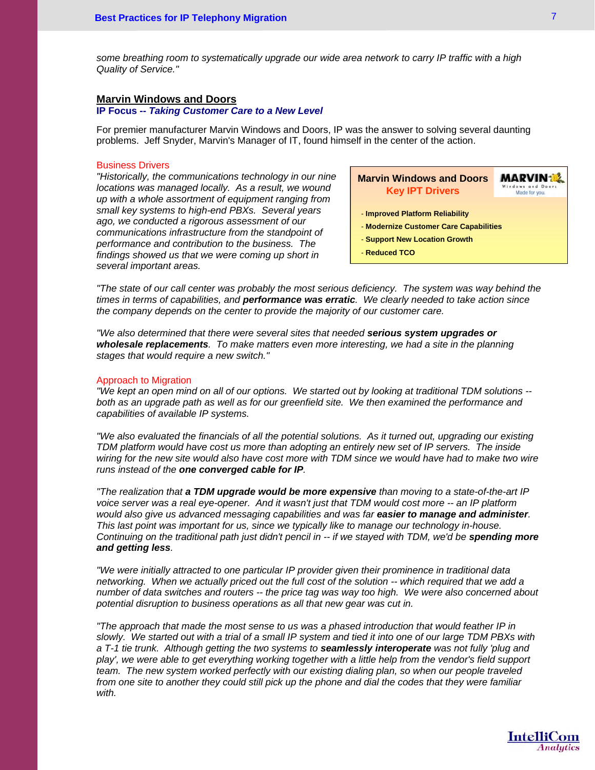*some breathing room to systematically upgrade our wide area network to carry IP traffic with a high Quality of Service."*

## Marvin Windows and Doors

**IP Focus --** ***Taking Customer Care to a New Level***

For premier manufacturer Marvin Windows and Doors, IP was the answer to solving several daunting problems. Jeff Snyder, Marvin's Manager of IT, found himself in the center of the action.

### Business Drivers

*"Historically, the communications technology in our nine locations was managed locally. As a result, we wound up with a whole assortment of equipment ranging from small key systems to high-end PBXs. Several years ago, we conducted a rigorous assessment of our communications infrastructure from the standpoint of performance and contribution to the business. The findings showed us that we were coming up short in several important areas.*

> **Marvin Windows and Doors**
> **Key IPT Drivers**
>
> - **Improved Platform Reliability**
> - **Modernize Customer Care Capabilities**
> - **Support New Location Growth**
> - **Reduced TCO**

*"The state of our call center was probably the most serious deficiency. The system was way behind the times in terms of capabilities, and* ***performance was erratic****. We clearly needed to take action since the company depends on the center to provide the majority of our customer care.*

*"We also determined that there were several sites that needed* ***serious system upgrades or wholesale replacements****. To make matters even more interesting, we had a site in the planning stages that would require a new switch."*

### Approach to Migration

*"We kept an open mind on all of our options. We started out by looking at traditional TDM solutions -- both as an upgrade path as well as for our greenfield site. We then examined the performance and capabilities of available IP systems.*

*"We also evaluated the financials of all the potential solutions. As it turned out, upgrading our existing TDM platform would have cost us more than adopting an entirely new set of IP servers. The inside wiring for the new site would also have cost more with TDM since we would have had to make two wire runs instead of the* ***one converged cable for IP****.*

*"The realization that* ***a TDM upgrade would be more expensive*** *than moving to a state-of-the-art IP voice server was a real eye-opener. And it wasn't just that TDM would cost more -- an IP platform would also give us advanced messaging capabilities and was far* ***easier to manage and administer****. This last point was important for us, since we typically like to manage our technology in-house. Continuing on the traditional path just didn't pencil in -- if we stayed with TDM, we'd be* ***spending more and getting less****.*

*"We were initially attracted to one particular IP provider given their prominence in traditional data networking. When we actually priced out the full cost of the solution -- which required that we add a number of data switches and routers -- the price tag was way too high. We were also concerned about potential disruption to business operations as all that new gear was cut in.*

*"The approach that made the most sense to us was a phased introduction that would feather IP in slowly. We started out with a trial of a small IP system and tied it into one of our large TDM PBXs with a T-1 tie trunk. Although getting the two systems to* ***seamlessly interoperate*** *was not fully 'plug and play', we were able to get everything working together with a little help from the vendor's field support team. The new system worked perfectly with our existing dialing plan, so when our people traveled from one site to another they could still pick up the phone and dial the codes that they were familiar with.*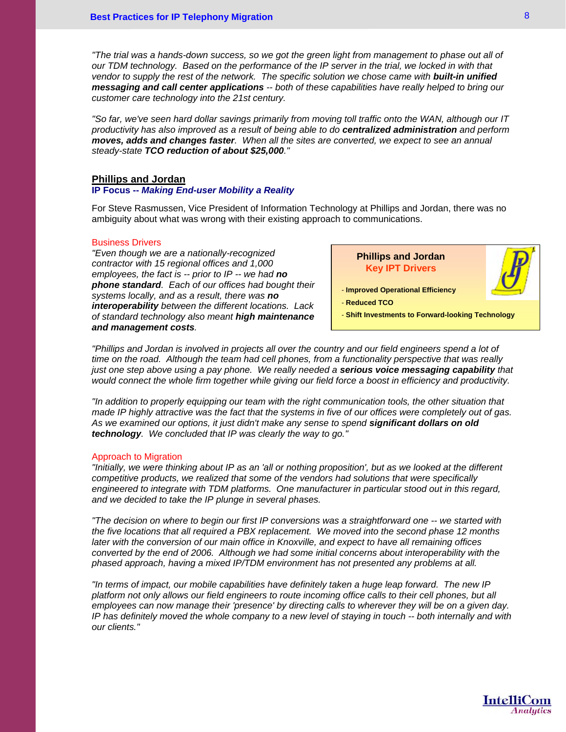*"The trial was a hands-down success, so we got the green light from management to phase out all of our TDM technology. Based on the performance of the IP server in the trial, we locked in with that vendor to supply the rest of the network. The specific solution we chose came with **built-in unified messaging and call center applications** -- both of these capabilities have really helped to bring our customer care technology into the 21st century.*

*"So far, we've seen hard dollar savings primarily from moving toll traffic onto the WAN, although our IT productivity has also improved as a result of being able to do **centralized administration** and perform **moves, adds and changes faster**. When all the sites are converted, we expect to see an annual steady-state **TCO reduction of about $25,000**."*

## Phillips and Jordan

**IP Focus -- *Making End-user Mobility a Reality***

For Steve Rasmussen, Vice President of Information Technology at Phillips and Jordan, there was no ambiguity about what was wrong with their existing approach to communications.

### Business Drivers

*"Even though we are a nationally-recognized contractor with 15 regional offices and 1,000 employees, the fact is -- prior to IP -- we had **no phone standard**. Each of our offices had bought their systems locally, and as a result, there was **no interoperability** between the different locations. Lack of standard technology also meant **high maintenance and management costs**.*

> **Phillips and Jordan**
> **Key IPT Drivers**
>
> - **Improved Operational Efficiency**
> - **Reduced TCO**
> - **Shift Investments to Forward-looking Technology**

*"Phillips and Jordan is involved in projects all over the country and our field engineers spend a lot of time on the road. Although the team had cell phones, from a functionality perspective that was really just one step above using a pay phone. We really needed a **serious voice messaging capability** that would connect the whole firm together while giving our field force a boost in efficiency and productivity.*

*"In addition to properly equipping our team with the right communication tools, the other situation that made IP highly attractive was the fact that the systems in five of our offices were completely out of gas. As we examined our options, it just didn't make any sense to spend **significant dollars on old technology**. We concluded that IP was clearly the way to go."*

### Approach to Migration

*"Initially, we were thinking about IP as an 'all or nothing proposition', but as we looked at the different competitive products, we realized that some of the vendors had solutions that were specifically engineered to integrate with TDM platforms. One manufacturer in particular stood out in this regard, and we decided to take the IP plunge in several phases.*

*"The decision on where to begin our first IP conversions was a straightforward one -- we started with the five locations that all required a PBX replacement. We moved into the second phase 12 months later with the conversion of our main office in Knoxville, and expect to have all remaining offices converted by the end of 2006. Although we had some initial concerns about interoperability with the phased approach, having a mixed IP/TDM environment has not presented any problems at all.*

*"In terms of impact, our mobile capabilities have definitely taken a huge leap forward. The new IP platform not only allows our field engineers to route incoming office calls to their cell phones, but all employees can now manage their 'presence' by directing calls to wherever they will be on a given day. IP has definitely moved the whole company to a new level of staying in touch -- both internally and with our clients."*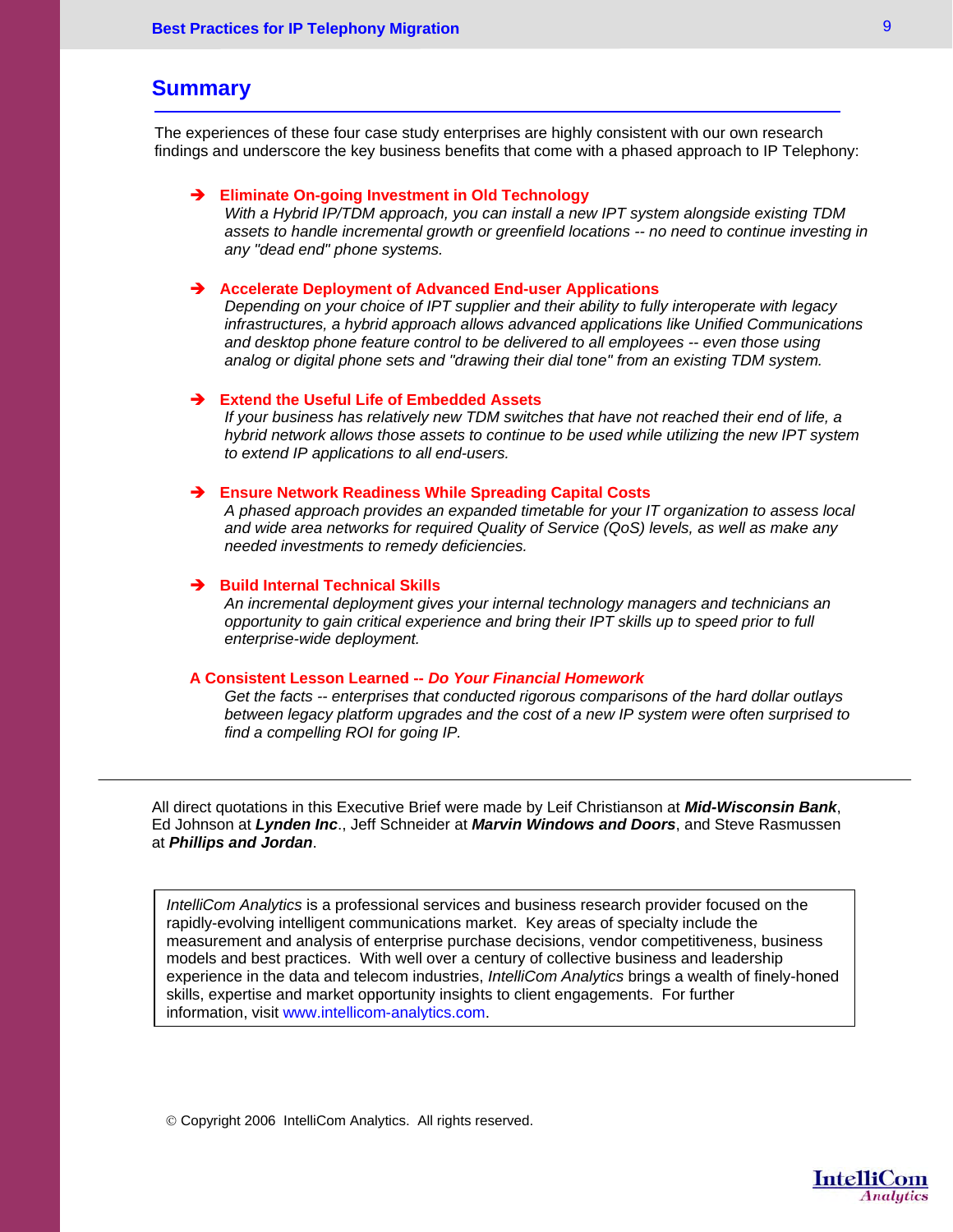## Summary

The experiences of these four case study enterprises are highly consistent with our own research findings and underscore the key business benefits that come with a phased approach to IP Telephony:

➔ **Eliminate On-going Investment in Old Technology**
*With a Hybrid IP/TDM approach, you can install a new IPT system alongside existing TDM assets to handle incremental growth or greenfield locations -- no need to continue investing in any "dead end" phone systems.*

➔ **Accelerate Deployment of Advanced End-user Applications**
*Depending on your choice of IPT supplier and their ability to fully interoperate with legacy infrastructures, a hybrid approach allows advanced applications like Unified Communications and desktop phone feature control to be delivered to all employees -- even those using analog or digital phone sets and "drawing their dial tone" from an existing TDM system.*

➔ **Extend the Useful Life of Embedded Assets**
*If your business has relatively new TDM switches that have not reached their end of life, a hybrid network allows those assets to continue to be used while utilizing the new IPT system to extend IP applications to all end-users.*

➔ **Ensure Network Readiness While Spreading Capital Costs**
*A phased approach provides an expanded timetable for your IT organization to assess local and wide area networks for required Quality of Service (QoS) levels, as well as make any needed investments to remedy deficiencies.*

➔ **Build Internal Technical Skills**
*An incremental deployment gives your internal technology managers and technicians an opportunity to gain critical experience and bring their IPT skills up to speed prior to full enterprise-wide deployment.*

**A Consistent Lesson Learned --** ***Do Your Financial Homework***
*Get the facts -- enterprises that conducted rigorous comparisons of the hard dollar outlays between legacy platform upgrades and the cost of a new IP system were often surprised to find a compelling ROI for going IP.*

---

All direct quotations in this Executive Brief were made by Leif Christianson at ***Mid-Wisconsin Bank***, Ed Johnson at ***Lynden Inc***., Jeff Schneider at ***Marvin Windows and Doors***, and Steve Rasmussen at ***Phillips and Jordan***.

*IntelliCom Analytics* is a professional services and business research provider focused on the rapidly-evolving intelligent communications market. Key areas of specialty include the measurement and analysis of enterprise purchase decisions, vendor competitiveness, business models and best practices. With well over a century of collective business and leadership experience in the data and telecom industries, *IntelliCom Analytics* brings a wealth of finely-honed skills, expertise and market opportunity insights to client engagements. For further information, visit www.intellicom-analytics.com.

© Copyright 2006 IntelliCom Analytics. All rights reserved.

IntelliCom Analytics